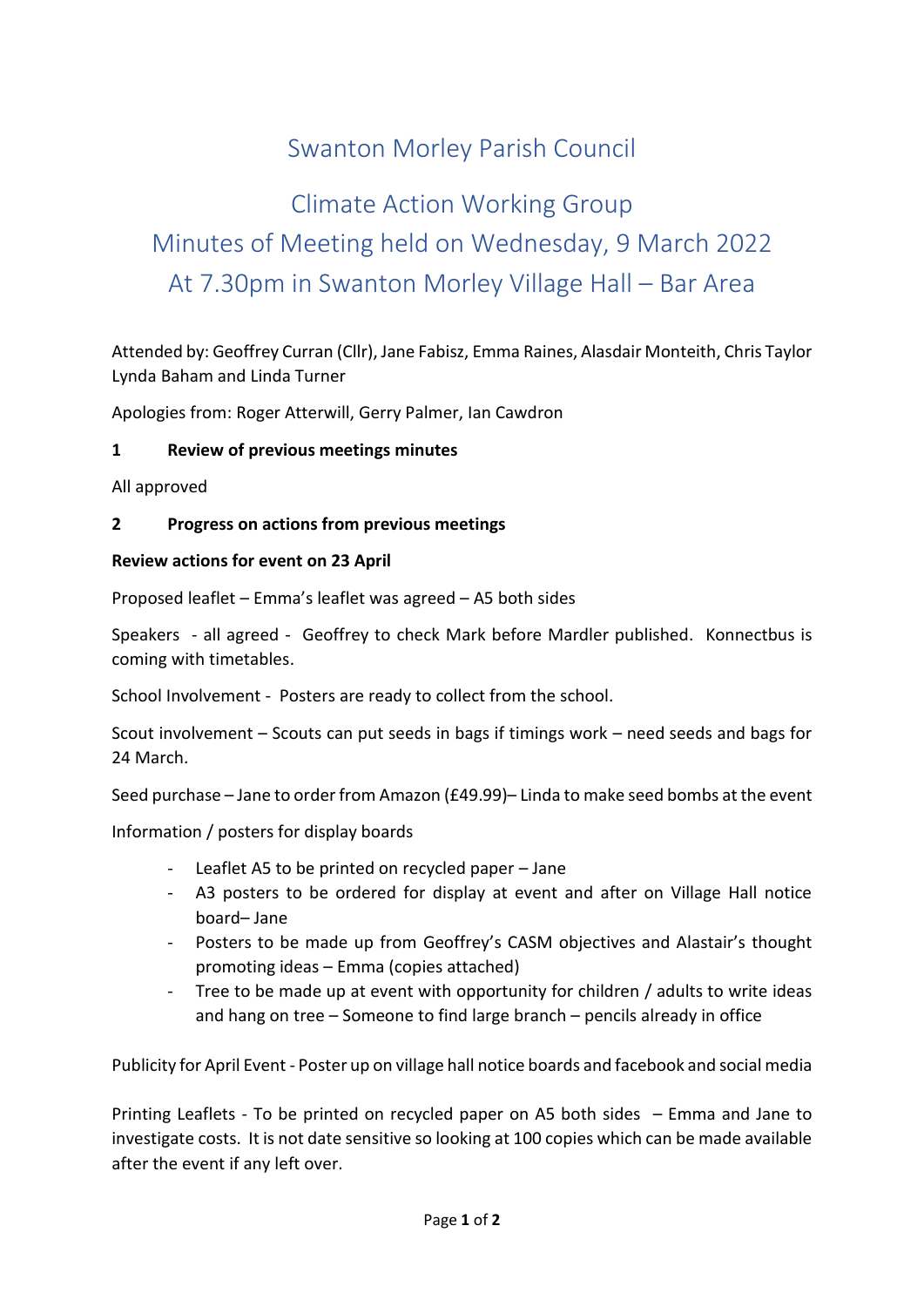# Swanton Morley Parish Council

## Climate Action Working Group
## Minutes of Meeting held on Wednesday, 9 March 2022
## At 7.30pm in Swanton Morley Village Hall – Bar Area

Attended by: Geoffrey Curran (Cllr), Jane Fabisz, Emma Raines, Alasdair Monteith, Chris Taylor Lynda Baham and Linda Turner

Apologies from: Roger Atterwill, Gerry Palmer, Ian Cawdron

**1 Review of previous meetings minutes**

All approved

**2 Progress on actions from previous meetings**

**Review actions for event on 23 April**

Proposed leaflet – Emma's leaflet was agreed – A5 both sides

Speakers - all agreed - Geoffrey to check Mark before Mardler published. Konnectbus is coming with timetables.

School Involvement - Posters are ready to collect from the school.

Scout involvement – Scouts can put seeds in bags if timings work – need seeds and bags for 24 March.

Seed purchase – Jane to order from Amazon (£49.99)– Linda to make seed bombs at the event

Information / posters for display boards

- Leaflet A5 to be printed on recycled paper – Jane
- A3 posters to be ordered for display at event and after on Village Hall notice board– Jane
- Posters to be made up from Geoffrey's CASM objectives and Alastair's thought promoting ideas – Emma (copies attached)
- Tree to be made up at event with opportunity for children / adults to write ideas and hang on tree – Someone to find large branch – pencils already in office

Publicity for April Event - Poster up on village hall notice boards and facebook and social media

Printing Leaflets - To be printed on recycled paper on A5 both sides – Emma and Jane to investigate costs. It is not date sensitive so looking at 100 copies which can be made available after the event if any left over.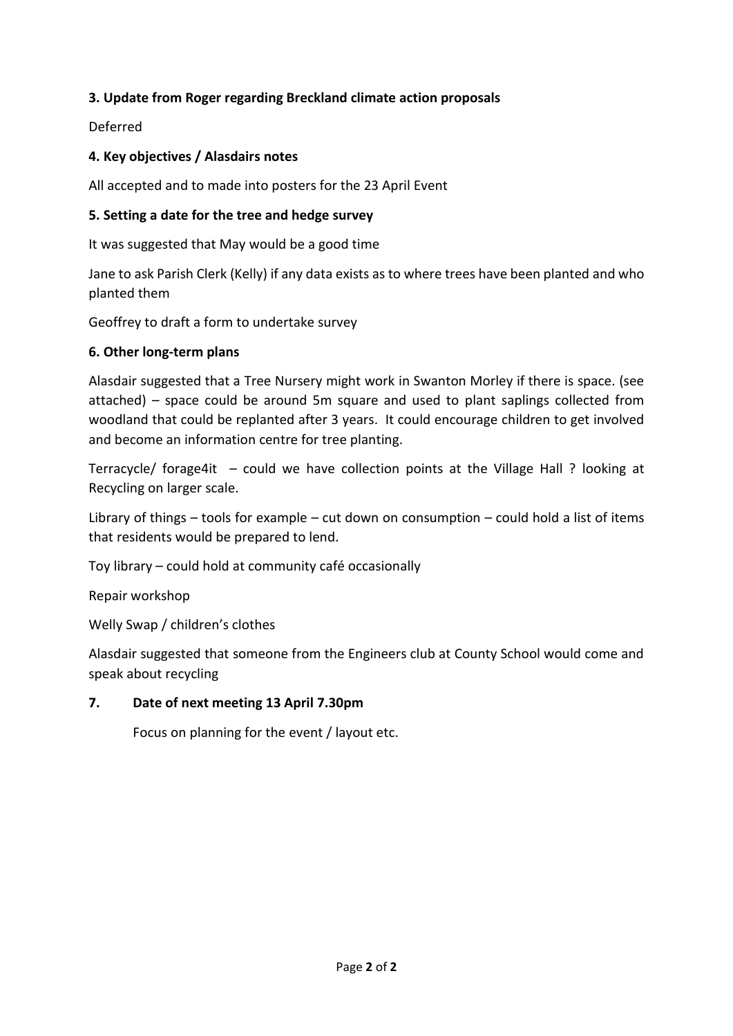**3. Update from Roger regarding Breckland climate action proposals**

Deferred

**4. Key objectives / Alasdairs notes**

All accepted and to made into posters for the 23 April Event

**5. Setting a date for the tree and hedge survey**

It was suggested that May would be a good time

Jane to ask Parish Clerk (Kelly) if any data exists as to where trees have been planted and who planted them

Geoffrey to draft a form to undertake survey

**6. Other long-term plans**

Alasdair suggested that a Tree Nursery might work in Swanton Morley if there is space. (see attached) – space could be around 5m square and used to plant saplings collected from woodland that could be replanted after 3 years. It could encourage children to get involved and become an information centre for tree planting.

Terracycle/ forage4it – could we have collection points at the Village Hall ? looking at Recycling on larger scale.

Library of things – tools for example – cut down on consumption – could hold a list of items that residents would be prepared to lend.

Toy library – could hold at community café occasionally

Repair workshop

Welly Swap / children's clothes

Alasdair suggested that someone from the Engineers club at County School would come and speak about recycling

**7. Date of next meeting 13 April 7.30pm**

Focus on planning for the event / layout etc.